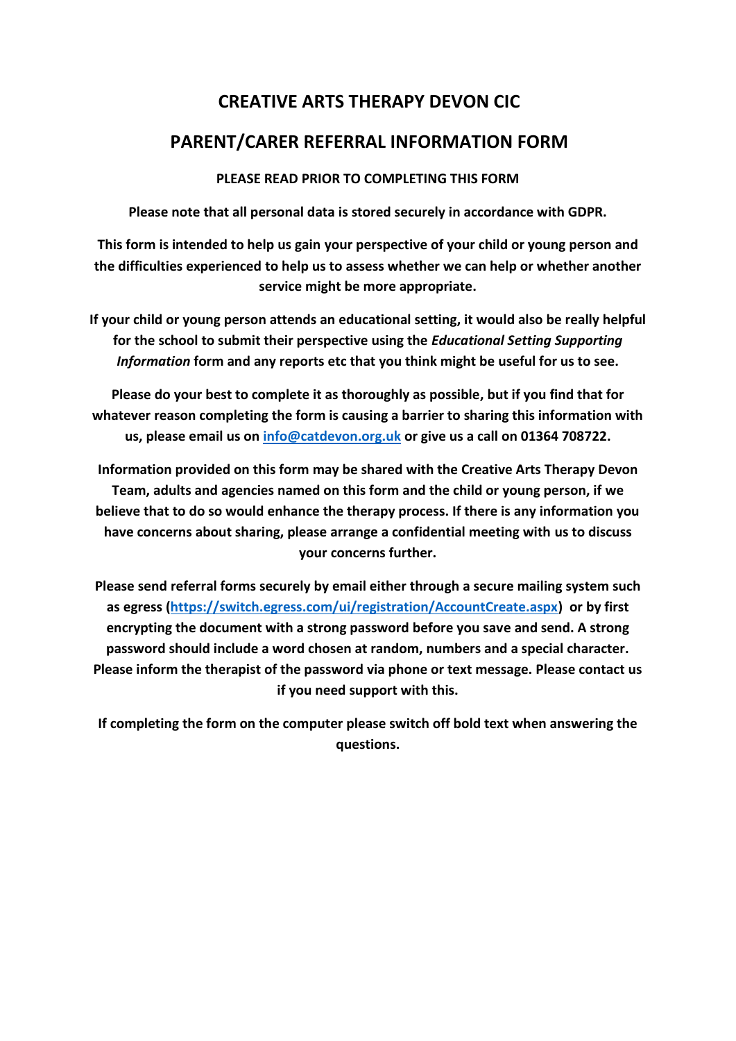# CREATIVE ARTS THERAPY DEVON CIC

## PARENT/CARER REFERRAL INFORMATION FORM

**PLEASE READ PRIOR TO COMPLETING THIS FORM**

**Please note that all personal data is stored securely in accordance with GDPR.**

**This form is intended to help us gain your perspective of your child or young person and the difficulties experienced to help us to assess whether we can help or whether another service might be more appropriate.**

**If your child or young person attends an educational setting, it would also be really helpful for the school to submit their perspective using the *Educational Setting Supporting Information* form and any reports etc that you think might be useful for us to see.**

**Please do your best to complete it as thoroughly as possible, but if you find that for whatever reason completing the form is causing a barrier to sharing this information with us, please email us on [info@catdevon.org.uk](mailto:info@catdevon.org.uk) or give us a call on 01364 708722.**

**Information provided on this form may be shared with the Creative Arts Therapy Devon Team, adults and agencies named on this form and the child or young person, if we believe that to do so would enhance the therapy process. If there is any information you have concerns about sharing, please arrange a confidential meeting with us to discuss your concerns further.**

**Please send referral forms securely by email either through a secure mailing system such as egress ([https://switch.egress.com/ui/registration/AccountCreate.aspx](https://switch.egress.com/ui/registration/AccountCreate.aspx)) or by first encrypting the document with a strong password before you save and send. A strong password should include a word chosen at random, numbers and a special character. Please inform the therapist of the password via phone or text message. Please contact us if you need support with this.**

**If completing the form on the computer please switch off bold text when answering the questions.**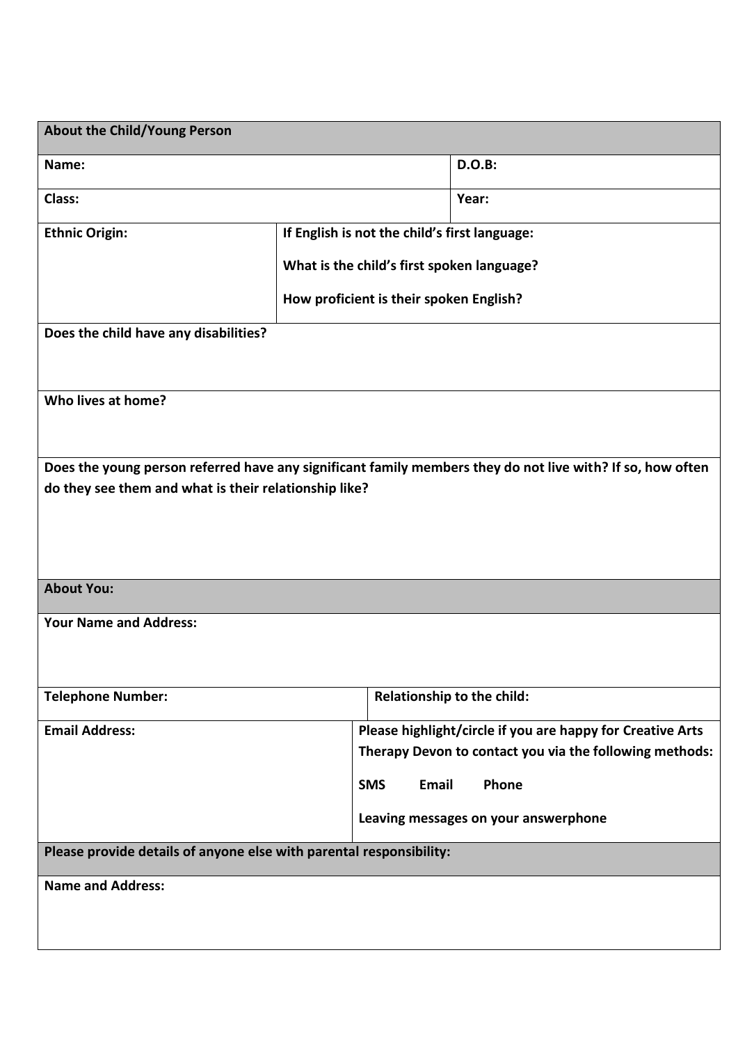| **About the Child/Young Person** | | |
|---|---|---|
| **Name:** | | **D.O.B:** |
| **Class:** | | **Year:** |
| **Ethnic Origin:** | **If English is not the child's first language:**<br><br>**What is the child's first spoken language?**<br><br>**How proficient is their spoken English?** | |
| **Does the child have any disabilities?** | | |
| **Who lives at home?** | | |
| **Does the young person referred have any significant family members they do not live with? If so, how often do they see them and what is their relationship like?** | | |

| **About You:** | |
|---|---|
| **Your Name and Address:** | |
| **Telephone Number:** | **Relationship to the child:** |
| **Email Address:** | **Please highlight/circle if you are happy for Creative Arts Therapy Devon to contact you via the following methods:**<br><br>**SMS Email Phone**<br><br>**Leaving messages on your answerphone** |

| **Please provide details of anyone else with parental responsibility:** |
|---|
| **Name and Address:** |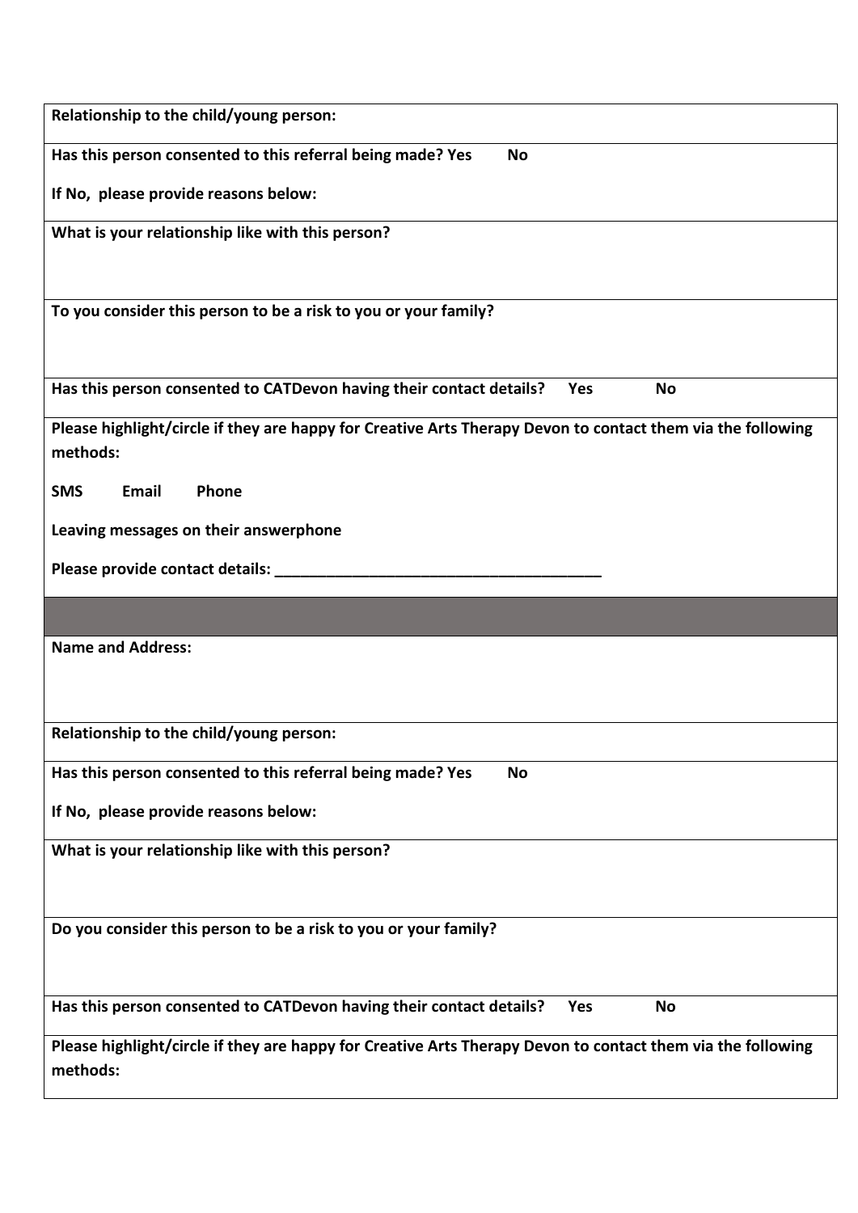**Relationship to the child/young person:**

**Has this person consented to this referral being made? Yes No**

**If No, please provide reasons below:**

**What is your relationship like with this person?**

**To you consider this person to be a risk to you or your family?**

**Has this person consented to CATDevon having their contact details? Yes No**

**Please highlight/circle if they are happy for Creative Arts Therapy Devon to contact them via the following methods:**

**SMS Email Phone**

**Leaving messages on their answerphone**

**Please provide contact details: _______________________________________**

---

**Name and Address:**

**Relationship to the child/young person:**

**Has this person consented to this referral being made? Yes No**

**If No, please provide reasons below:**

**What is your relationship like with this person?**

**Do you consider this person to be a risk to you or your family?**

**Has this person consented to CATDevon having their contact details? Yes No**

**Please highlight/circle if they are happy for Creative Arts Therapy Devon to contact them via the following methods:**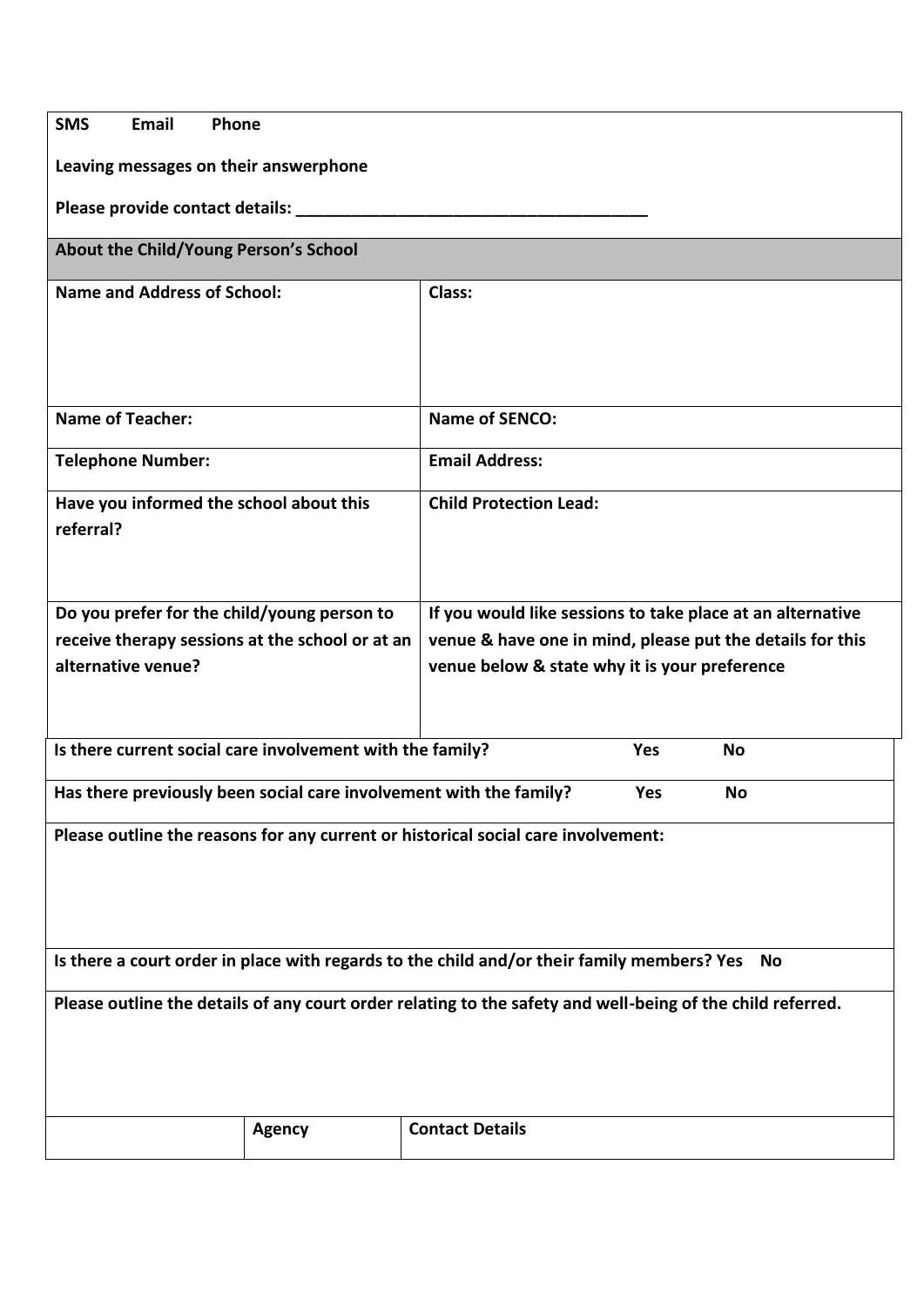**SMS    Email    Phone**

**Leaving messages on their answerphone**

**Please provide contact details: ______________________________________**

| **About the Child/Young Person's School** | |
|---|---|
| **Name and Address of School:** | **Class:** |
| **Name of Teacher:** | **Name of SENCO:** |
| **Telephone Number:** | **Email Address:** |
| **Have you informed the school about this referral?** | **Child Protection Lead:** |
| **Do you prefer for the child/young person to receive therapy sessions at the school or at an alternative venue?** | **If you would like sessions to take place at an alternative venue & have one in mind, please put the details for this venue below & state why it is your preference** |

| | | |
|---|---|---|
| **Is there current social care involvement with the family?** | **Yes** | **No** |
| **Has there previously been social care involvement with the family?** | **Yes** | **No** |

**Please outline the reasons for any current or historical social care involvement:**

**Is there a court order in place with regards to the child and/or their family members? Yes  No**

**Please outline the details of any court order relating to the safety and well-being of the child referred.**

| | **Agency** | **Contact Details** |
|---|---|---|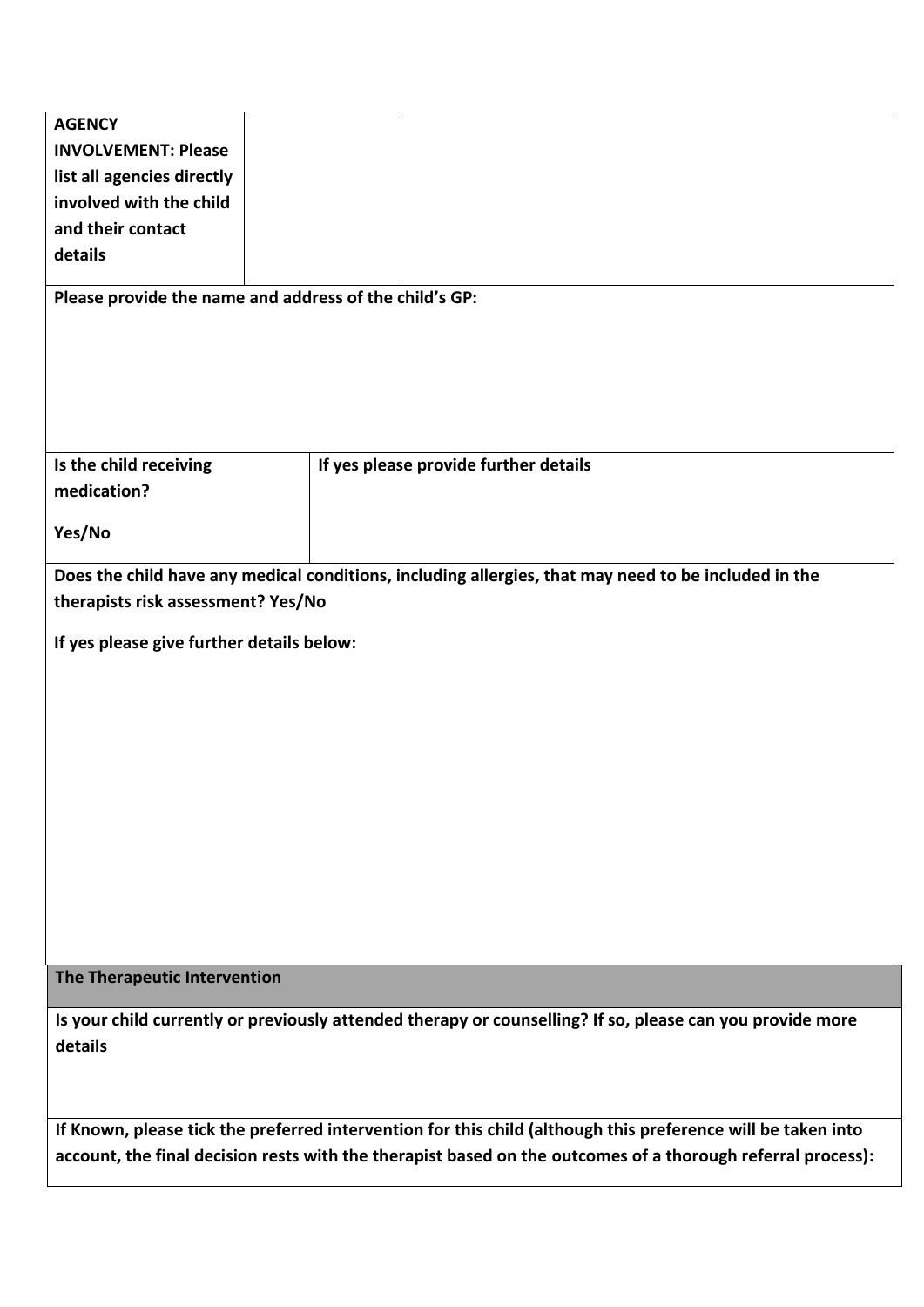| **AGENCY INVOLVEMENT: Please list all agencies directly involved with the child and their contact details** | | |
|---|---|---|

**Please provide the name and address of the child's GP:**

| **Is the child receiving medication?**<br><br>**Yes/No** | **If yes please provide further details** |
|---|---|

**Does the child have any medical conditions, including allergies, that may need to be included in the therapists risk assessment? Yes/No**

**If yes please give further details below:**

**The Therapeutic Intervention**

**Is your child currently or previously attended therapy or counselling? If so, please can you provide more details**

**If Known, please tick the preferred intervention for this child (although this preference will be taken into account, the final decision rests with the therapist based on the outcomes of a thorough referral process):**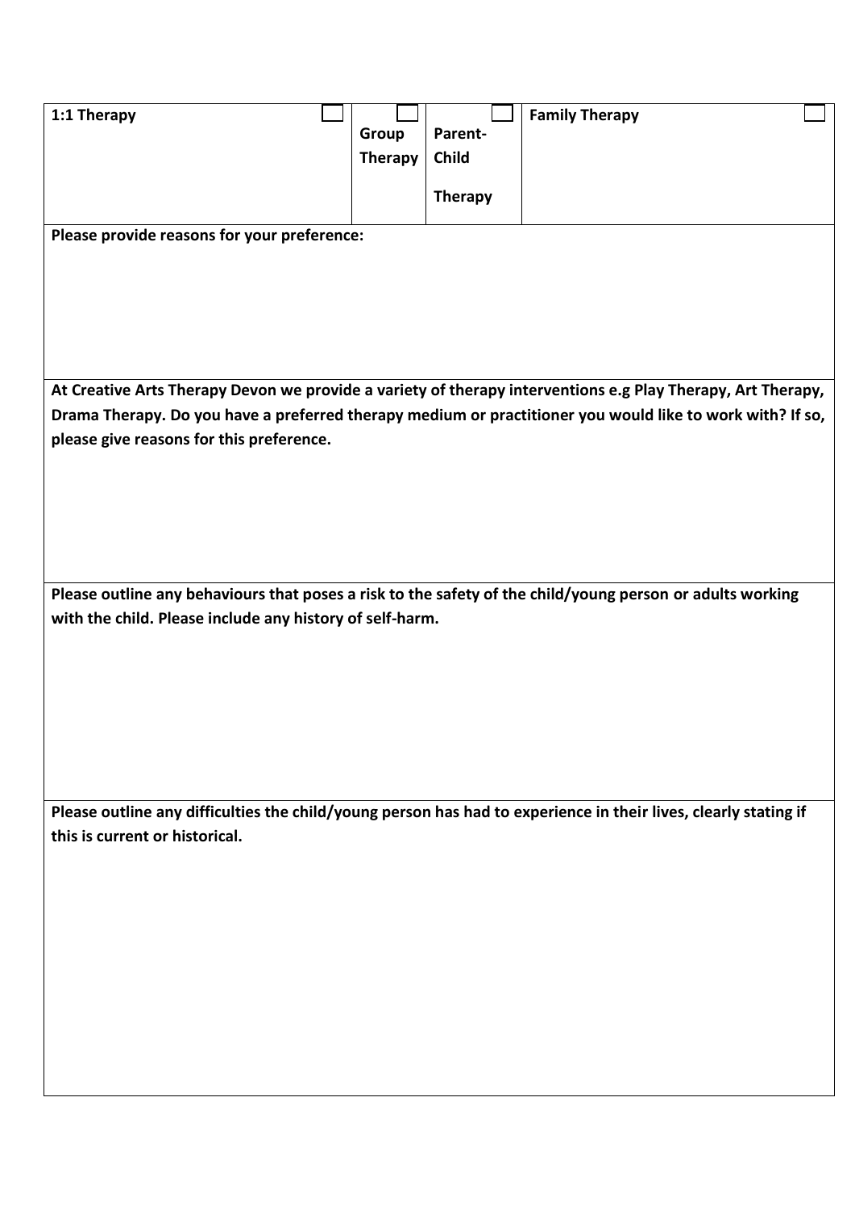| 1:1 Therapy ☐ | ☐ Group Therapy | ☐ Parent-Child Therapy | Family Therapy ☐ |
|---|---|---|---|

**Please provide reasons for your preference:**

**At Creative Arts Therapy Devon we provide a variety of therapy interventions e.g Play Therapy, Art Therapy, Drama Therapy. Do you have a preferred therapy medium or practitioner you would like to work with? If so, please give reasons for this preference.**

**Please outline any behaviours that poses a risk to the safety of the child/young person or adults working with the child. Please include any history of self-harm.**

**Please outline any difficulties the child/young person has had to experience in their lives, clearly stating if this is current or historical.**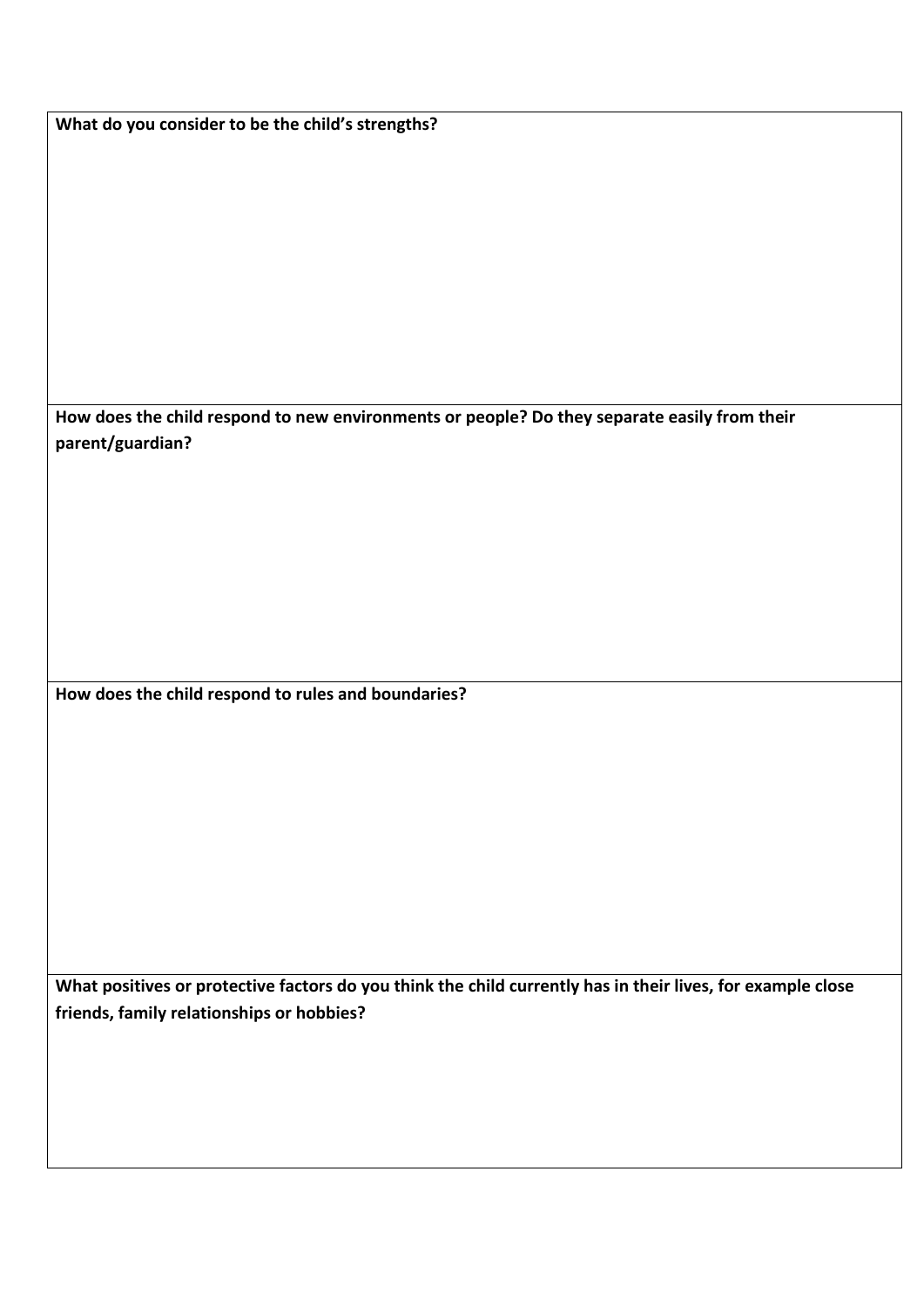**What do you consider to be the child's strengths?**

**How does the child respond to new environments or people? Do they separate easily from their parent/guardian?**

**How does the child respond to rules and boundaries?**

**What positives or protective factors do you think the child currently has in their lives, for example close friends, family relationships or hobbies?**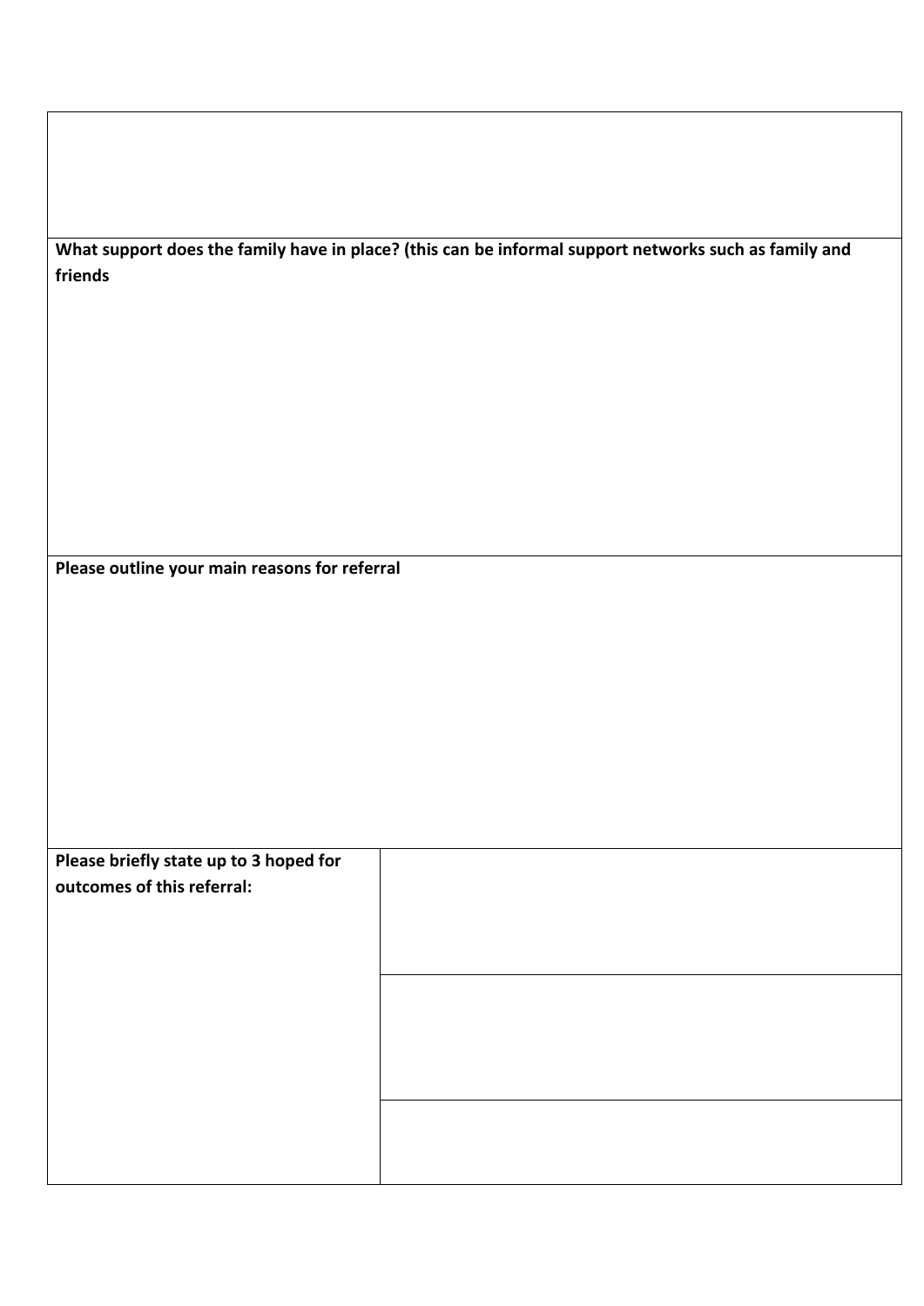**What support does the family have in place? (this can be informal support networks such as family and friends**

**Please outline your main reasons for referral**

| **Please briefly state up to 3 hoped for outcomes of this referral:** | |
|---|---|
| | |
| | |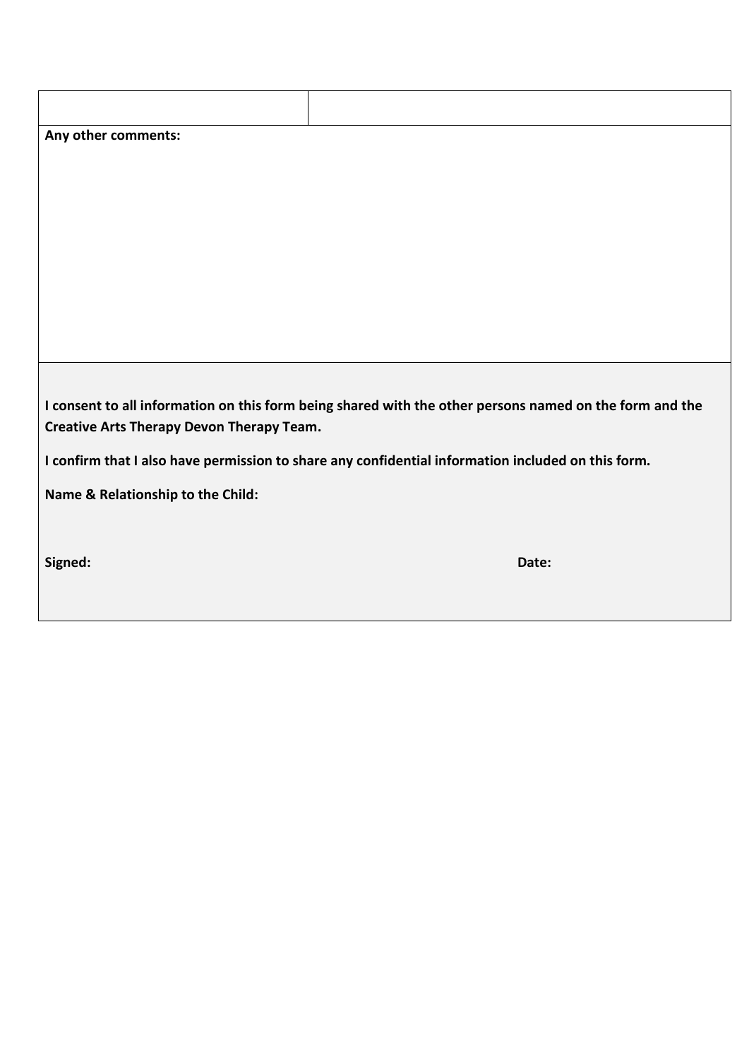| | |
|---|---|
| | |

**Any other comments:**

**I consent to all information on this form being shared with the other persons named on the form and the Creative Arts Therapy Devon Therapy Team.**

**I confirm that I also have permission to share any confidential information included on this form.**

**Name & Relationship to the Child:**

**Signed:** **Date:**